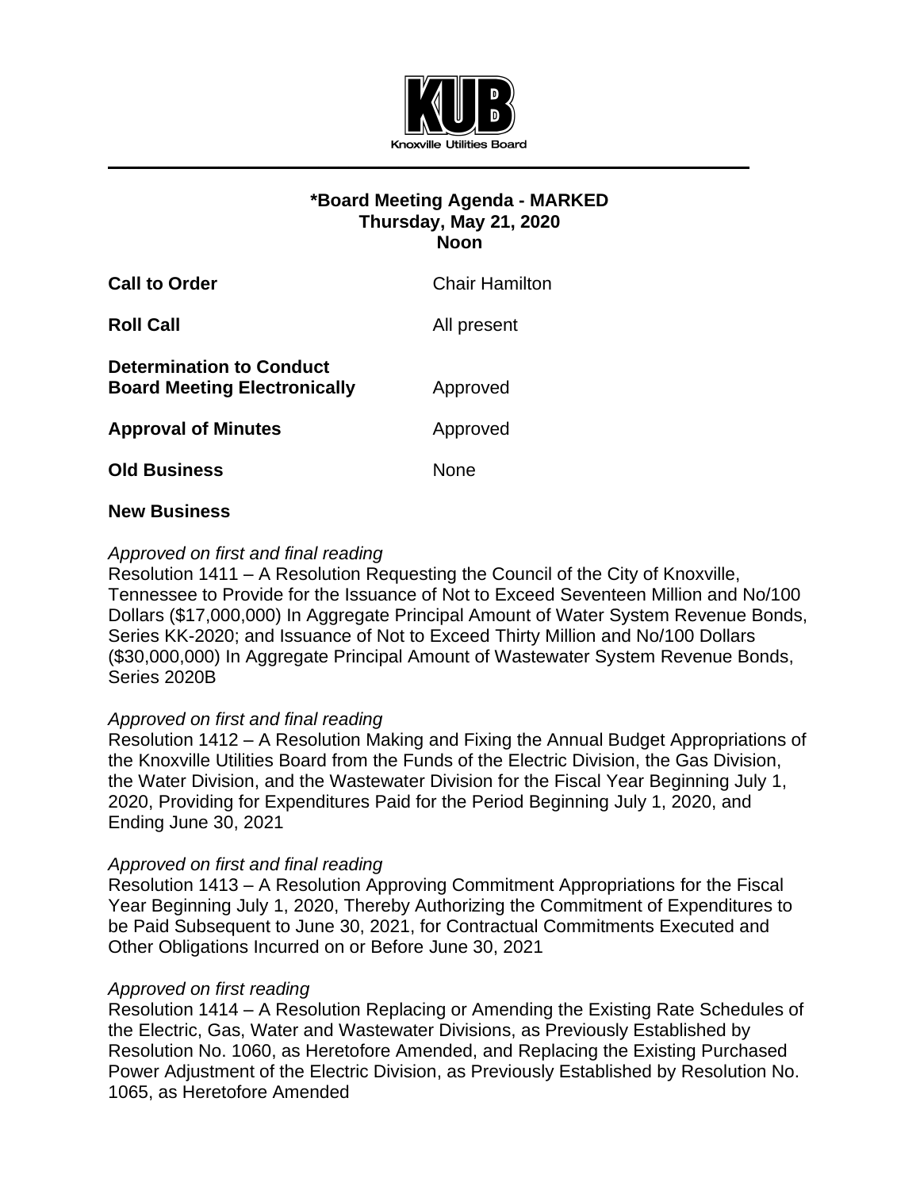Knoxville Utilities Board

# *Board Meeting Agenda - MARKED
**Thursday, May 21, 2020**
**Noon**

**Call to Order** Chair Hamilton

**Roll Call** All present

**Determination to Conduct Board Meeting Electronically** Approved

**Approval of Minutes** Approved

**Old Business** None

**New Business**

*Approved on first and final reading*
Resolution 1411 – A Resolution Requesting the Council of the City of Knoxville, Tennessee to Provide for the Issuance of Not to Exceed Seventeen Million and No/100 Dollars ($17,000,000) In Aggregate Principal Amount of Water System Revenue Bonds, Series KK-2020; and Issuance of Not to Exceed Thirty Million and No/100 Dollars ($30,000,000) In Aggregate Principal Amount of Wastewater System Revenue Bonds, Series 2020B

*Approved on first and final reading*
Resolution 1412 – A Resolution Making and Fixing the Annual Budget Appropriations of the Knoxville Utilities Board from the Funds of the Electric Division, the Gas Division, the Water Division, and the Wastewater Division for the Fiscal Year Beginning July 1, 2020, Providing for Expenditures Paid for the Period Beginning July 1, 2020, and Ending June 30, 2021

*Approved on first and final reading*
Resolution 1413 – A Resolution Approving Commitment Appropriations for the Fiscal Year Beginning July 1, 2020, Thereby Authorizing the Commitment of Expenditures to be Paid Subsequent to June 30, 2021, for Contractual Commitments Executed and Other Obligations Incurred on or Before June 30, 2021

*Approved on first reading*
Resolution 1414 – A Resolution Replacing or Amending the Existing Rate Schedules of the Electric, Gas, Water and Wastewater Divisions, as Previously Established by Resolution No. 1060, as Heretofore Amended, and Replacing the Existing Purchased Power Adjustment of the Electric Division, as Previously Established by Resolution No. 1065, as Heretofore Amended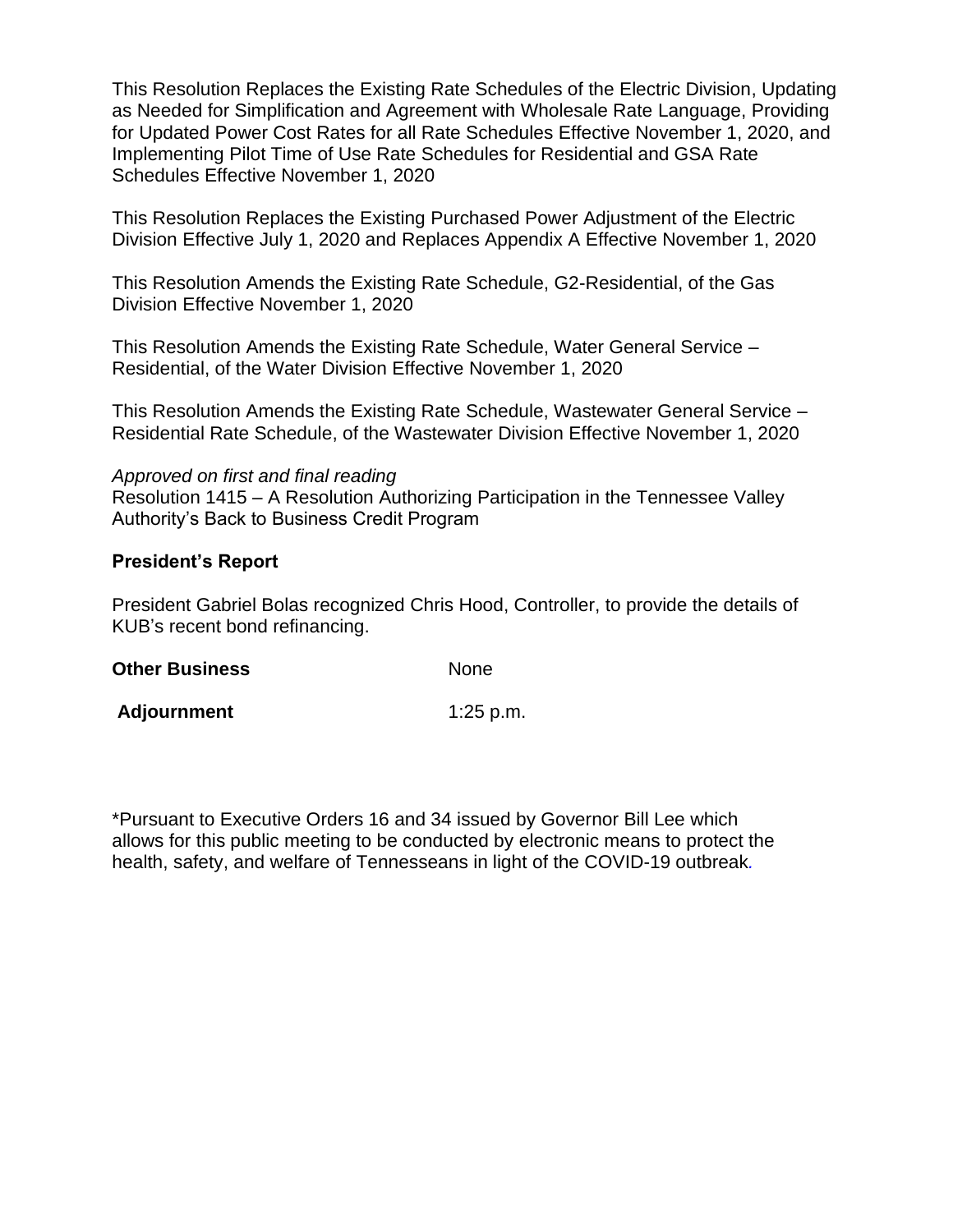This Resolution Replaces the Existing Rate Schedules of the Electric Division, Updating as Needed for Simplification and Agreement with Wholesale Rate Language, Providing for Updated Power Cost Rates for all Rate Schedules Effective November 1, 2020, and Implementing Pilot Time of Use Rate Schedules for Residential and GSA Rate Schedules Effective November 1, 2020

This Resolution Replaces the Existing Purchased Power Adjustment of the Electric Division Effective July 1, 2020 and Replaces Appendix A Effective November 1, 2020

This Resolution Amends the Existing Rate Schedule, G2-Residential, of the Gas Division Effective November 1, 2020

This Resolution Amends the Existing Rate Schedule, Water General Service – Residential, of the Water Division Effective November 1, 2020

This Resolution Amends the Existing Rate Schedule, Wastewater General Service – Residential Rate Schedule, of the Wastewater Division Effective November 1, 2020

*Approved on first and final reading*
Resolution 1415 – A Resolution Authorizing Participation in the Tennessee Valley Authority's Back to Business Credit Program

**President's Report**

President Gabriel Bolas recognized Chris Hood, Controller, to provide the details of KUB's recent bond refinancing.

**Other Business** None

**Adjournment** 1:25 p.m.

*Pursuant to Executive Orders 16 and 34 issued by Governor Bill Lee which allows for this public meeting to be conducted by electronic means to protect the health, safety, and welfare of Tennesseans in light of the COVID-19 outbreak.